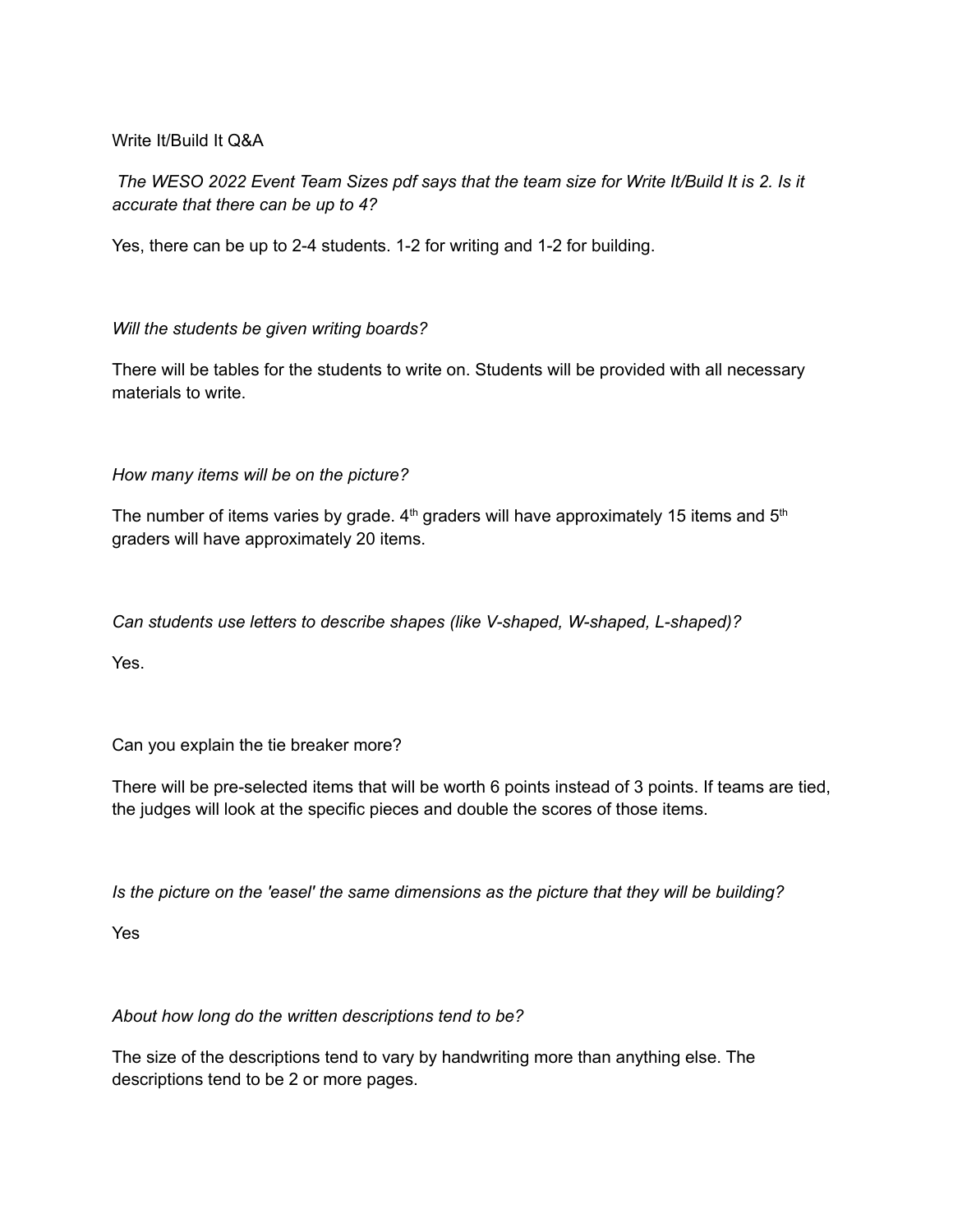Write It/Build It Q&A

*The WESO 2022 Event Team Sizes pdf says that the team size for Write It/Build It is 2. Is it accurate that there can be up to 4?*

Yes, there can be up to 2-4 students. 1-2 for writing and 1-2 for building.

*Will the students be given writing boards?*

There will be tables for the students to write on. Students will be provided with all necessary materials to write.

*How many items will be on the picture?*

The number of items varies by grade. 4th graders will have approximately 15 items and 5th graders will have approximately 20 items.

*Can students use letters to describe shapes (like V-shaped, W-shaped, L-shaped)?*

Yes.

Can you explain the tie breaker more?

There will be pre-selected items that will be worth 6 points instead of 3 points. If teams are tied, the judges will look at the specific pieces and double the scores of those items.

*Is the picture on the 'easel' the same dimensions as the picture that they will be building?*

Yes

*About how long do the written descriptions tend to be?*

The size of the descriptions tend to vary by handwriting more than anything else. The descriptions tend to be 2 or more pages.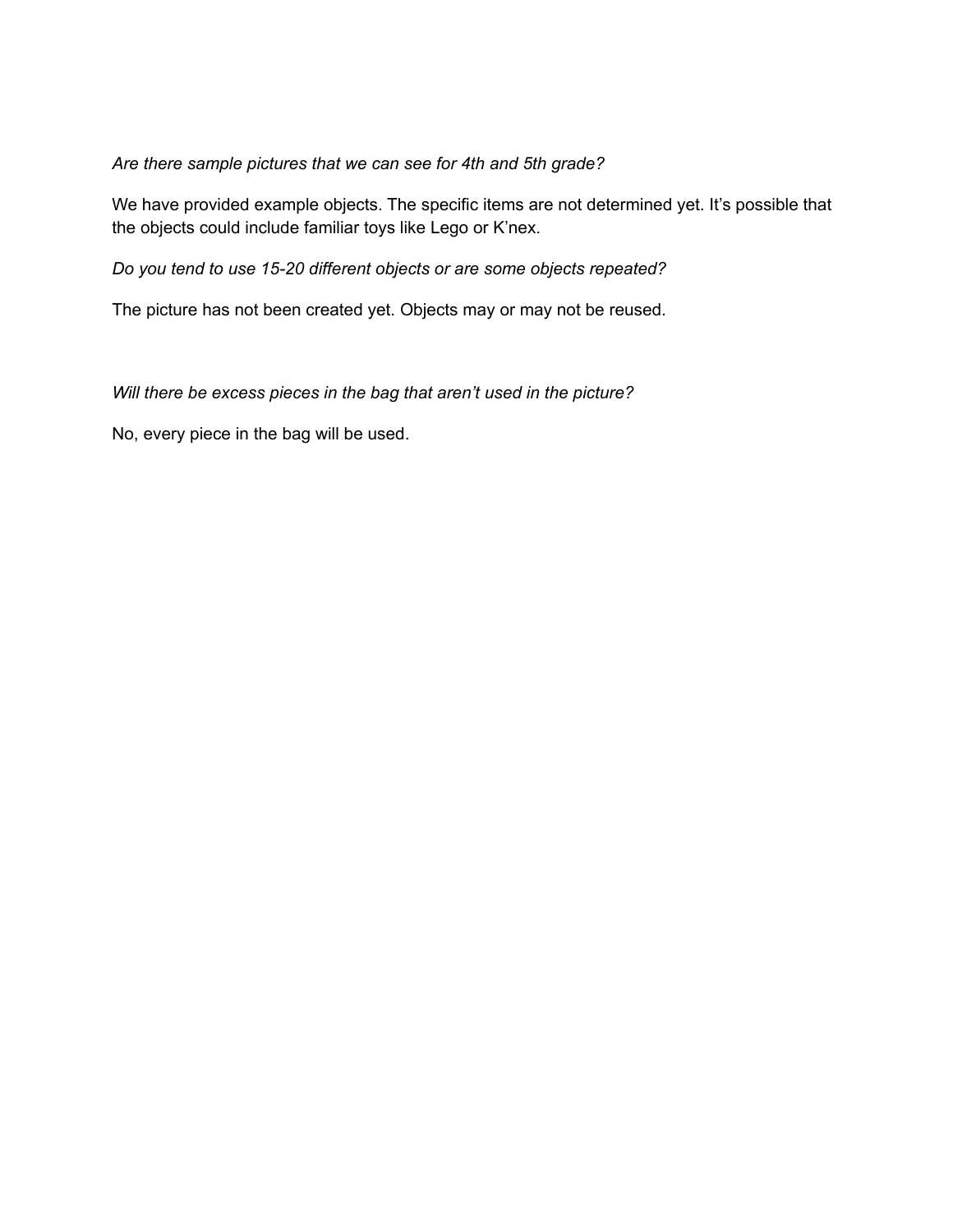*Are there sample pictures that we can see for 4th and 5th grade?*

We have provided example objects. The specific items are not determined yet. It's possible that the objects could include familiar toys like Lego or K'nex.

*Do you tend to use 15-20 different objects or are some objects repeated?*

The picture has not been created yet. Objects may or may not be reused.

*Will there be excess pieces in the bag that aren't used in the picture?*

No, every piece in the bag will be used.